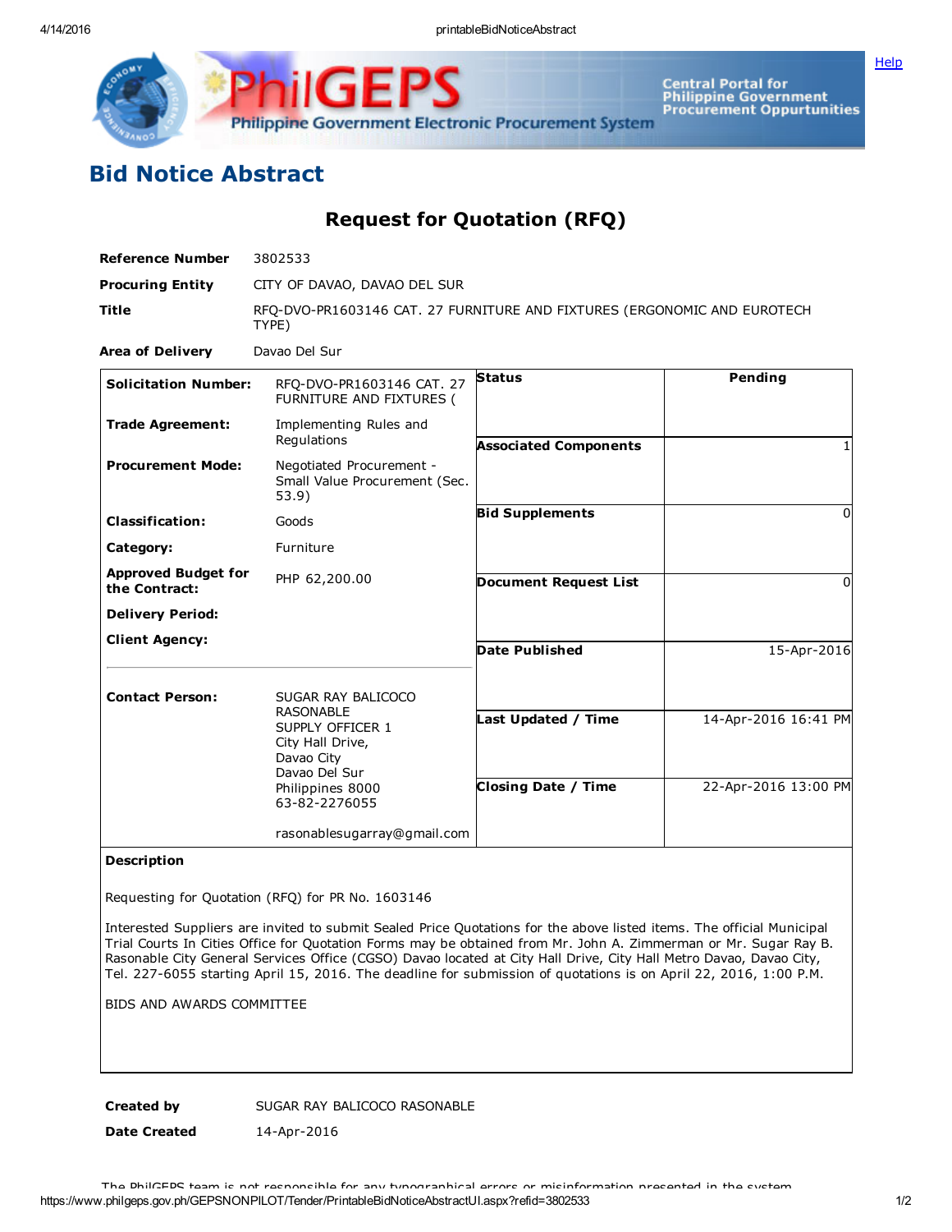# Bid Notice Abstract

## Request for Quotation (RFQ)

| | |
|---|---|
| **Reference Number** | 3802533 |
| **Procuring Entity** | CITY OF DAVAO, DAVAO DEL SUR |
| **Title** | RFQ-DVO-PR1603146 CAT. 27 FURNITURE AND FIXTURES (ERGONOMIC AND EUROTECH TYPE) |
| **Area of Delivery** | Davao Del Sur |

| | | | |
|---|---|---|---|
| **Solicitation Number:** | RFQ-DVO-PR1603146 CAT. 27 FURNITURE AND FIXTURES ( | **Status** | Pending |
| **Trade Agreement:** | Implementing Rules and Regulations | **Associated Components** | 1 |
| **Procurement Mode:** | Negotiated Procurement - Small Value Procurement (Sec. 53.9) | **Bid Supplements** | 0 |
| **Classification:** | Goods | | |
| **Category:** | Furniture | | |
| **Approved Budget for the Contract:** | PHP 62,200.00 | **Document Request List** | 0 |
| **Delivery Period:** | | | |
| **Client Agency:** | | **Date Published** | 15-Apr-2016 |
| **Contact Person:** | SUGAR RAY BALICOCO RASONABLE<br>SUPPLY OFFICER 1<br>City Hall Drive,<br>Davao City<br>Davao Del Sur<br>Philippines 8000<br>63-82-2276055<br><br>rasonablesugarray@gmail.com | **Last Updated / Time** | 14-Apr-2016 16:41 PM |
| | | **Closing Date / Time** | 22-Apr-2016 13:00 PM |

**Description**

Requesting for Quotation (RFQ) for PR No. 1603146

Interested Suppliers are invited to submit Sealed Price Quotations for the above listed items. The official Municipal Trial Courts In Cities Office for Quotation Forms may be obtained from Mr. John A. Zimmerman or Mr. Sugar Ray B. Rasonable City General Services Office (CGSO) Davao located at City Hall Drive, City Hall Metro Davao, Davao City, Tel. 227-6055 starting April 15, 2016. The deadline for submission of quotations is on April 22, 2016, 1:00 P.M.

BIDS AND AWARDS COMMITTEE

| | |
|---|---|
| **Created by** | SUGAR RAY BALICOCO RASONABLE |
| **Date Created** | 14-Apr-2016 |

The PhilGEPS team is not responsible for any typographical errors or misinformation presented in the system.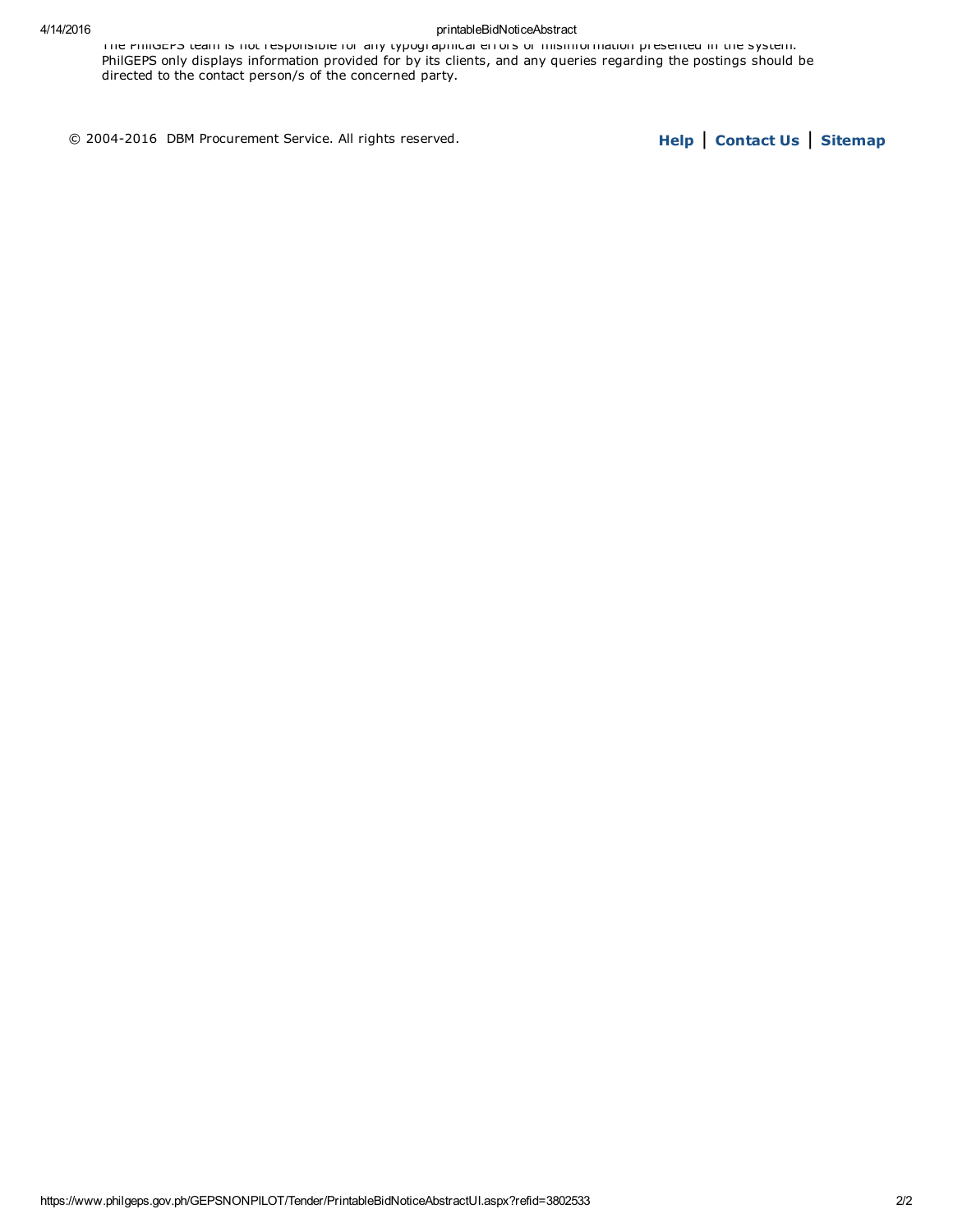The PhilGEPS team is not responsible for any typographical errors or misinformation presented in the system. PhilGEPS only displays information provided for by its clients, and any queries regarding the postings should be directed to the contact person/s of the concerned party.

© 2004-2016 DBM Procurement Service. All rights reserved.

**Help** | **Contact Us** | **Sitemap**